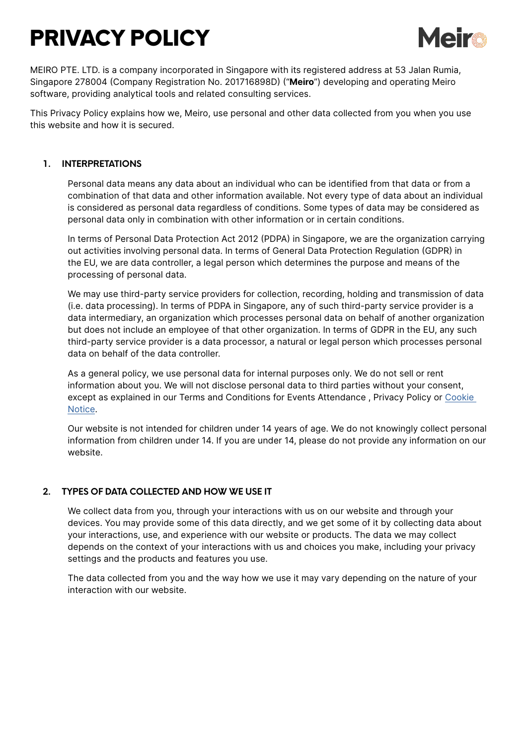# PRIVACY POLICY

MEIRO PTE. LTD. is a company incorporated in Singapore with its registered address at 53 Jalan Rumia, Singapore 278004 (Company Registration No. 201716898D) ("**Meiro**") developing and operating Meiro software, providing analytical tools and related consulting services.

This Privacy Policy explains how we, Meiro, use personal and other data collected from you when you use this website and how it is secured.

## 1. INTERPRETATIONS

Personal data means any data about an individual who can be identified from that data or from a combination of that data and other information available. Not every type of data about an individual is considered as personal data regardless of conditions. Some types of data may be considered as personal data only in combination with other information or in certain conditions.

In terms of Personal Data Protection Act 2012 (PDPA) in Singapore, we are the organization carrying out activities involving personal data. In terms of General Data Protection Regulation (GDPR) in the EU, we are data controller, a legal person which determines the purpose and means of the processing of personal data.

We may use third-party service providers for collection, recording, holding and transmission of data (i.e. data processing). In terms of PDPA in Singapore, any of such third-party service provider is a data intermediary, an organization which processes personal data on behalf of another organization but does not include an employee of that other organization. In terms of GDPR in the EU, any such third-party service provider is a data processor, a natural or legal person which processes personal data on behalf of the data controller.

As a general policy, we use personal data for internal purposes only. We do not sell or rent information about you. We will not disclose personal data to third parties without your consent, except as explained in our Terms and Conditions for Events Attendance , Privacy Policy or Cookie Notice.

Our website is not intended for children under 14 years of age. We do not knowingly collect personal information from children under 14. If you are under 14, please do not provide any information on our website.

## 2. TYPES OF DATA COLLECTED AND HOW WE USE IT

We collect data from you, through your interactions with us on our website and through your devices. You may provide some of this data directly, and we get some of it by collecting data about your interactions, use, and experience with our website or products. The data we may collect depends on the context of your interactions with us and choices you make, including your privacy settings and the products and features you use.

The data collected from you and the way how we use it may vary depending on the nature of your interaction with our website.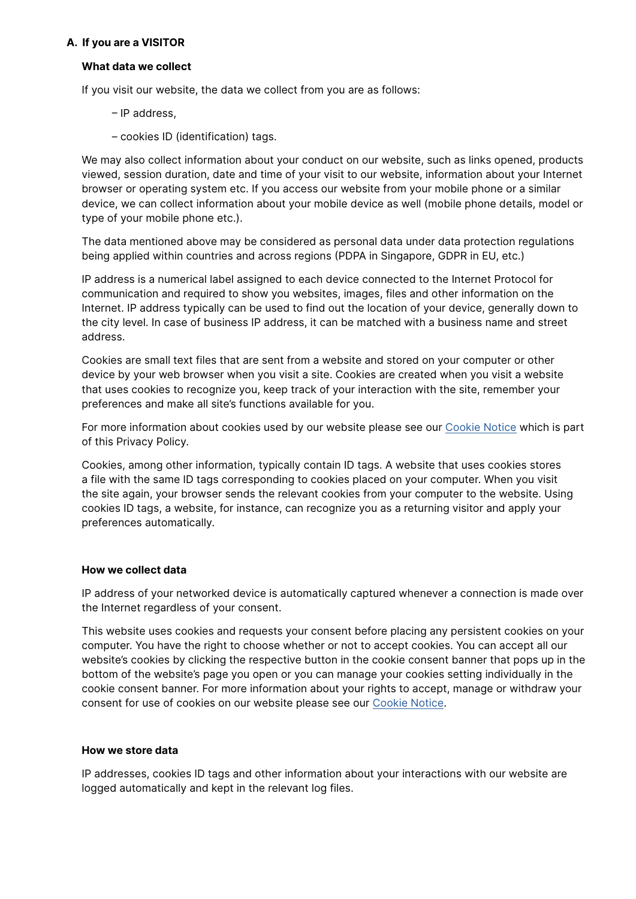## A. If you are a VISITOR

### What data we collect

If you visit our website, the data we collect from you are as follows:

– IP address,

– cookies ID (identification) tags.

We may also collect information about your conduct on our website, such as links opened, products viewed, session duration, date and time of your visit to our website, information about your Internet browser or operating system etc. If you access our website from your mobile phone or a similar device, we can collect information about your mobile device as well (mobile phone details, model or type of your mobile phone etc.).

The data mentioned above may be considered as personal data under data protection regulations being applied within countries and across regions (PDPA in Singapore, GDPR in EU, etc.)

IP address is a numerical label assigned to each device connected to the Internet Protocol for communication and required to show you websites, images, files and other information on the Internet. IP address typically can be used to find out the location of your device, generally down to the city level. In case of business IP address, it can be matched with a business name and street address.

Cookies are small text files that are sent from a website and stored on your computer or other device by your web browser when you visit a site. Cookies are created when you visit a website that uses cookies to recognize you, keep track of your interaction with the site, remember your preferences and make all site's functions available for you.

For more information about cookies used by our website please see our Cookie Notice which is part of this Privacy Policy.

Cookies, among other information, typically contain ID tags. A website that uses cookies stores a file with the same ID tags corresponding to cookies placed on your computer. When you visit the site again, your browser sends the relevant cookies from your computer to the website. Using cookies ID tags, a website, for instance, can recognize you as a returning visitor and apply your preferences automatically.

### How we collect data

IP address of your networked device is automatically captured whenever a connection is made over the Internet regardless of your consent.

This website uses cookies and requests your consent before placing any persistent cookies on your computer. You have the right to choose whether or not to accept cookies. You can accept all our website's cookies by clicking the respective button in the cookie consent banner that pops up in the bottom of the website's page you open or you can manage your cookies setting individually in the cookie consent banner. For more information about your rights to accept, manage or withdraw your consent for use of cookies on our website please see our Cookie Notice.

### How we store data

IP addresses, cookies ID tags and other information about your interactions with our website are logged automatically and kept in the relevant log files.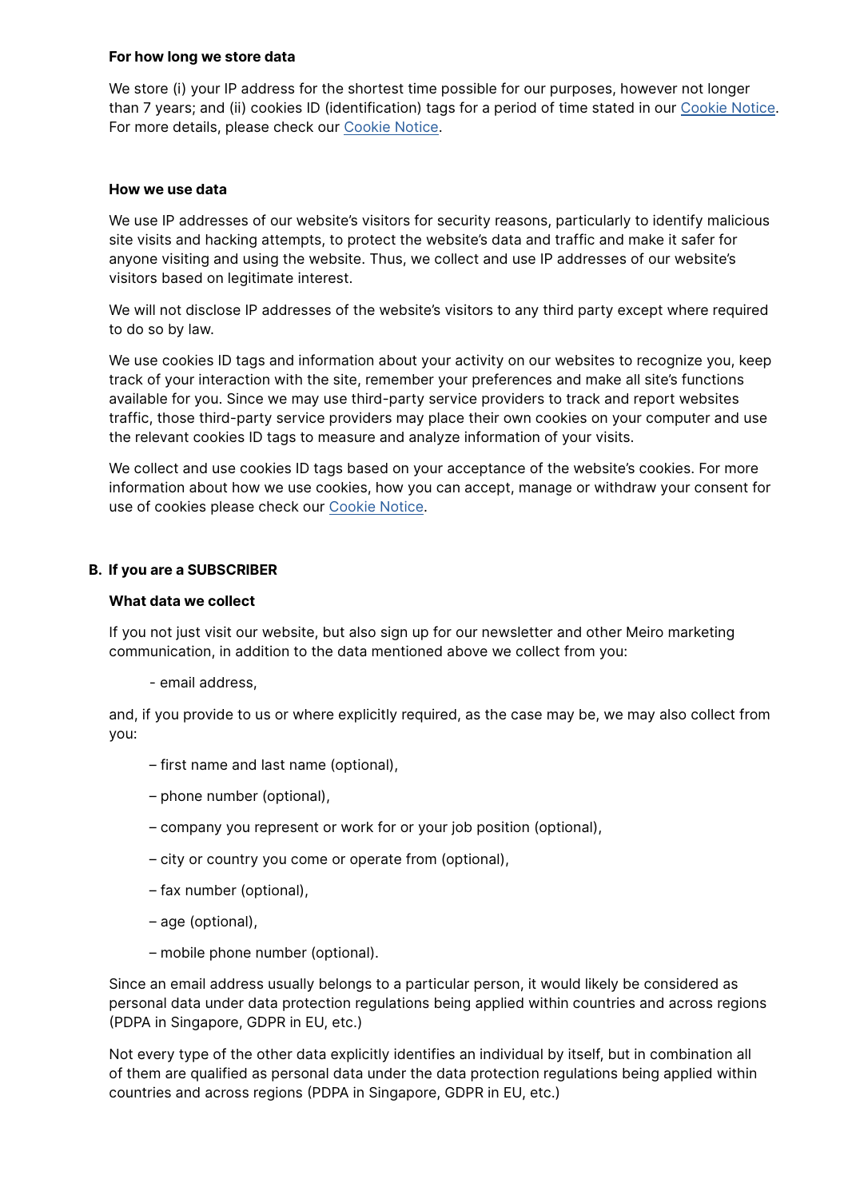**For how long we store data**

We store (i) your IP address for the shortest time possible for our purposes, however not longer than 7 years; and (ii) cookies ID (identification) tags for a period of time stated in our Cookie Notice. For more details, please check our Cookie Notice.

**How we use data**

We use IP addresses of our website's visitors for security reasons, particularly to identify malicious site visits and hacking attempts, to protect the website's data and traffic and make it safer for anyone visiting and using the website. Thus, we collect and use IP addresses of our website's visitors based on legitimate interest.

We will not disclose IP addresses of the website's visitors to any third party except where required to do so by law.

We use cookies ID tags and information about your activity on our websites to recognize you, keep track of your interaction with the site, remember your preferences and make all site's functions available for you. Since we may use third-party service providers to track and report websites traffic, those third-party service providers may place their own cookies on your computer and use the relevant cookies ID tags to measure and analyze information of your visits.

We collect and use cookies ID tags based on your acceptance of the website's cookies. For more information about how we use cookies, how you can accept, manage or withdraw your consent for use of cookies please check our Cookie Notice.

**B. If you are a SUBSCRIBER**

**What data we collect**

If you not just visit our website, but also sign up for our newsletter and other Meiro marketing communication, in addition to the data mentioned above we collect from you:

- email address,

and, if you provide to us or where explicitly required, as the case may be, we may also collect from you:

– first name and last name (optional),

– phone number (optional),

– company you represent or work for or your job position (optional),

– city or country you come or operate from (optional),

– fax number (optional),

– age (optional),

– mobile phone number (optional).

Since an email address usually belongs to a particular person, it would likely be considered as personal data under data protection regulations being applied within countries and across regions (PDPA in Singapore, GDPR in EU, etc.)

Not every type of the other data explicitly identifies an individual by itself, but in combination all of them are qualified as personal data under the data protection regulations being applied within countries and across regions (PDPA in Singapore, GDPR in EU, etc.)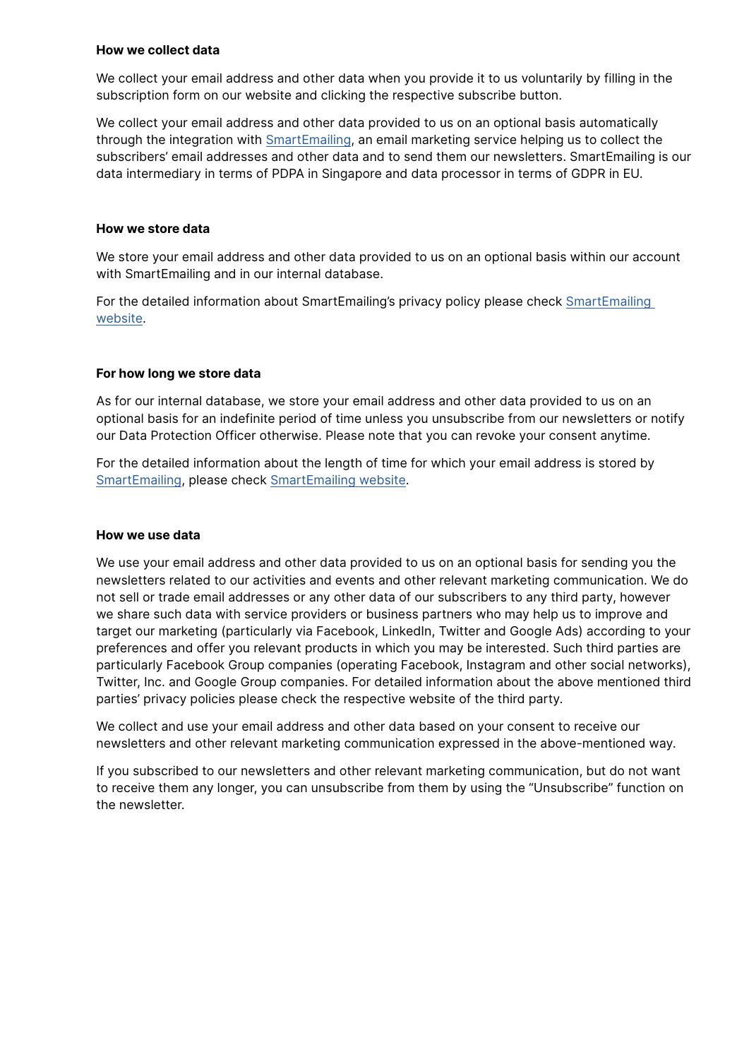**How we collect data**

We collect your email address and other data when you provide it to us voluntarily by filling in the subscription form on our website and clicking the respective subscribe button.

We collect your email address and other data provided to us on an optional basis automatically through the integration with SmartEmailing, an email marketing service helping us to collect the subscribers' email addresses and other data and to send them our newsletters. SmartEmailing is our data intermediary in terms of PDPA in Singapore and data processor in terms of GDPR in EU.

**How we store data**

We store your email address and other data provided to us on an optional basis within our account with SmartEmailing and in our internal database.

For the detailed information about SmartEmailing's privacy policy please check SmartEmailing website.

**For how long we store data**

As for our internal database, we store your email address and other data provided to us on an optional basis for an indefinite period of time unless you unsubscribe from our newsletters or notify our Data Protection Officer otherwise. Please note that you can revoke your consent anytime.

For the detailed information about the length of time for which your email address is stored by SmartEmailing, please check SmartEmailing website.

**How we use data**

We use your email address and other data provided to us on an optional basis for sending you the newsletters related to our activities and events and other relevant marketing communication. We do not sell or trade email addresses or any other data of our subscribers to any third party, however we share such data with service providers or business partners who may help us to improve and target our marketing (particularly via Facebook, LinkedIn, Twitter and Google Ads) according to your preferences and offer you relevant products in which you may be interested. Such third parties are particularly Facebook Group companies (operating Facebook, Instagram and other social networks), Twitter, Inc. and Google Group companies. For detailed information about the above mentioned third parties' privacy policies please check the respective website of the third party.

We collect and use your email address and other data based on your consent to receive our newsletters and other relevant marketing communication expressed in the above-mentioned way.

If you subscribed to our newsletters and other relevant marketing communication, but do not want to receive them any longer, you can unsubscribe from them by using the "Unsubscribe" function on the newsletter.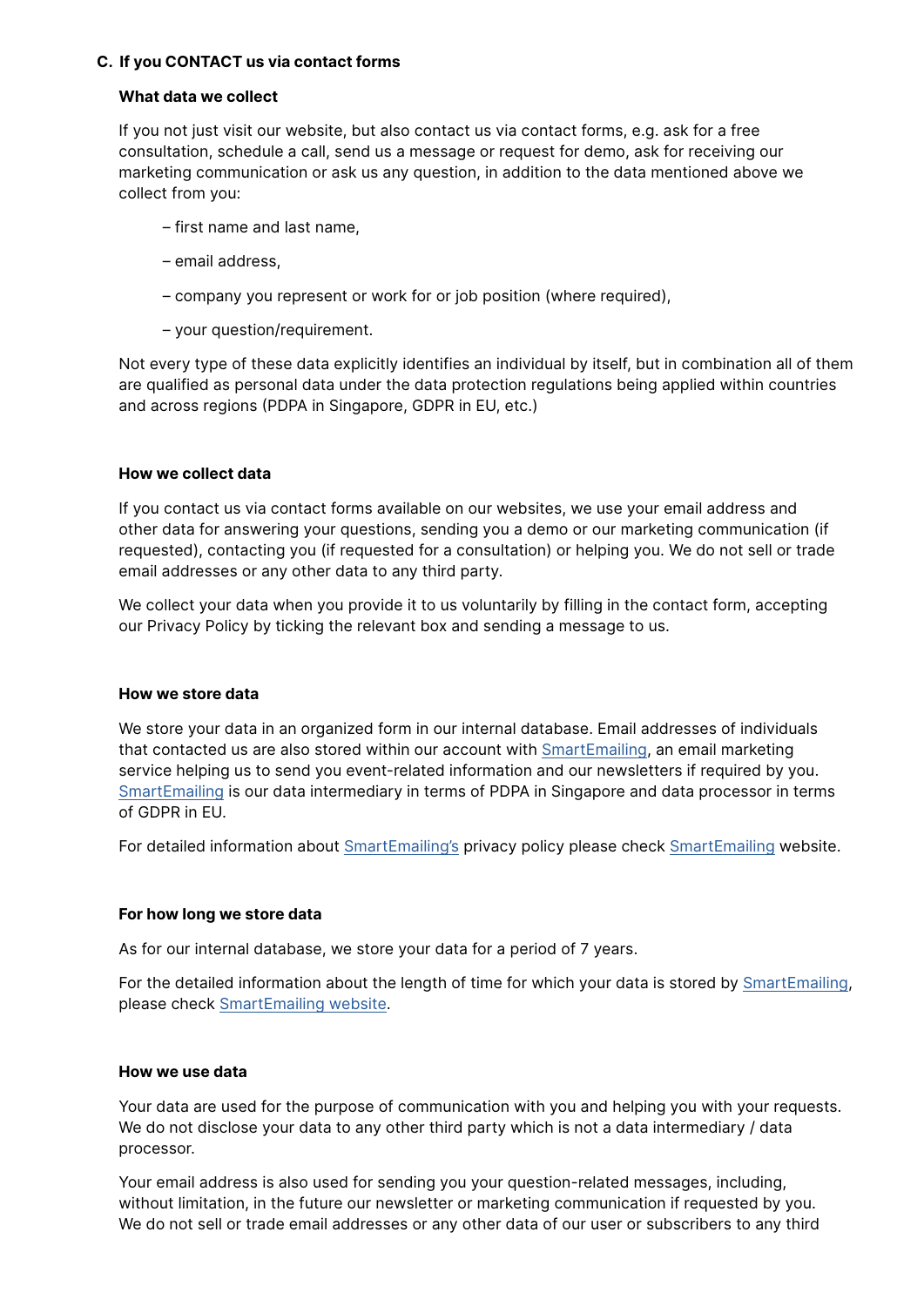### C. If you CONTACT us via contact forms

**What data we collect**

If you not just visit our website, but also contact us via contact forms, e.g. ask for a free consultation, schedule a call, send us a message or request for demo, ask for receiving our marketing communication or ask us any question, in addition to the data mentioned above we collect from you:

– first name and last name,

– email address,

– company you represent or work for or job position (where required),

– your question/requirement.

Not every type of these data explicitly identifies an individual by itself, but in combination all of them are qualified as personal data under the data protection regulations being applied within countries and across regions (PDPA in Singapore, GDPR in EU, etc.)

**How we collect data**

If you contact us via contact forms available on our websites, we use your email address and other data for answering your questions, sending you a demo or our marketing communication (if requested), contacting you (if requested for a consultation) or helping you. We do not sell or trade email addresses or any other data to any third party.

We collect your data when you provide it to us voluntarily by filling in the contact form, accepting our Privacy Policy by ticking the relevant box and sending a message to us.

**How we store data**

We store your data in an organized form in our internal database. Email addresses of individuals that contacted us are also stored within our account with SmartEmailing, an email marketing service helping us to send you event-related information and our newsletters if required by you. SmartEmailing is our data intermediary in terms of PDPA in Singapore and data processor in terms of GDPR in EU.

For detailed information about SmartEmailing's privacy policy please check SmartEmailing website.

**For how long we store data**

As for our internal database, we store your data for a period of 7 years.

For the detailed information about the length of time for which your data is stored by SmartEmailing, please check SmartEmailing website.

**How we use data**

Your data are used for the purpose of communication with you and helping you with your requests. We do not disclose your data to any other third party which is not a data intermediary / data processor.

Your email address is also used for sending you your question-related messages, including, without limitation, in the future our newsletter or marketing communication if requested by you. We do not sell or trade email addresses or any other data of our user or subscribers to any third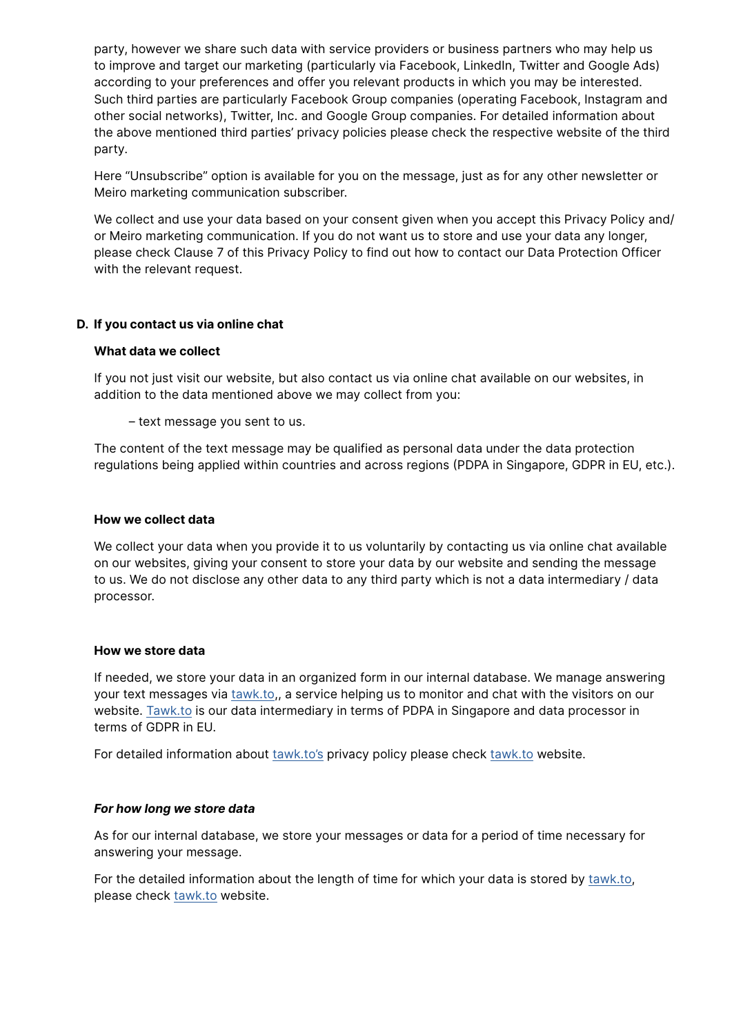party, however we share such data with service providers or business partners who may help us to improve and target our marketing (particularly via Facebook, LinkedIn, Twitter and Google Ads) according to your preferences and offer you relevant products in which you may be interested. Such third parties are particularly Facebook Group companies (operating Facebook, Instagram and other social networks), Twitter, Inc. and Google Group companies. For detailed information about the above mentioned third parties' privacy policies please check the respective website of the third party.

Here "Unsubscribe" option is available for you on the message, just as for any other newsletter or Meiro marketing communication subscriber.

We collect and use your data based on your consent given when you accept this Privacy Policy and/ or Meiro marketing communication. If you do not want us to store and use your data any longer, please check Clause 7 of this Privacy Policy to find out how to contact our Data Protection Officer with the relevant request.

**D. If you contact us via online chat**

**What data we collect**

If you not just visit our website, but also contact us via online chat available on our websites, in addition to the data mentioned above we may collect from you:

– text message you sent to us.

The content of the text message may be qualified as personal data under the data protection regulations being applied within countries and across regions (PDPA in Singapore, GDPR in EU, etc.).

**How we collect data**

We collect your data when you provide it to us voluntarily by contacting us via online chat available on our websites, giving your consent to store your data by our website and sending the message to us. We do not disclose any other data to any third party which is not a data intermediary / data processor.

**How we store data**

If needed, we store your data in an organized form in our internal database. We manage answering your text messages via tawk.to,, a service helping us to monitor and chat with the visitors on our website. Tawk.to is our data intermediary in terms of PDPA in Singapore and data processor in terms of GDPR in EU.

For detailed information about tawk.to's privacy policy please check tawk.to website.

***For how long we store data***

As for our internal database, we store your messages or data for a period of time necessary for answering your message.

For the detailed information about the length of time for which your data is stored by tawk.to, please check tawk.to website.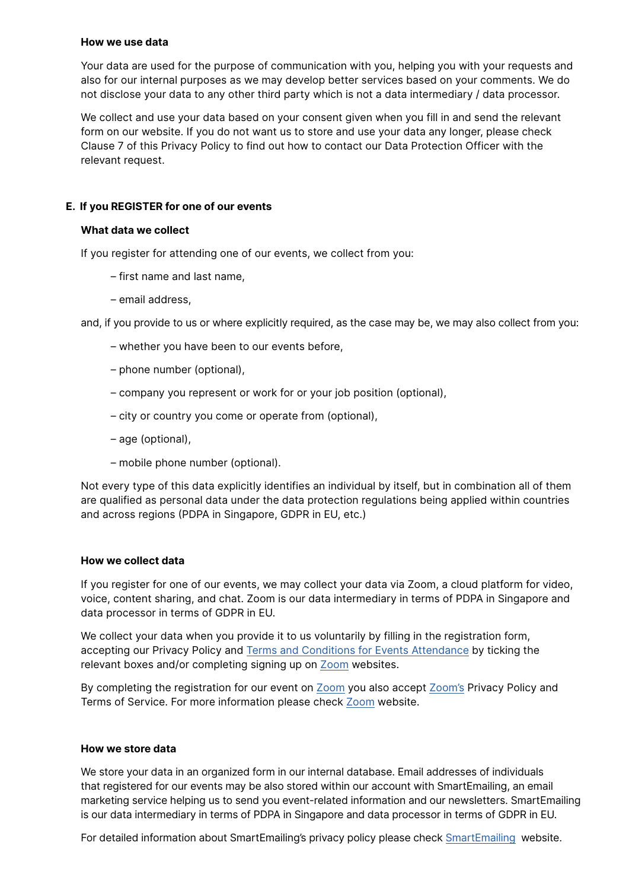**How we use data**

Your data are used for the purpose of communication with you, helping you with your requests and also for our internal purposes as we may develop better services based on your comments. We do not disclose your data to any other third party which is not a data intermediary / data processor.

We collect and use your data based on your consent given when you fill in and send the relevant form on our website. If you do not want us to store and use your data any longer, please check Clause 7 of this Privacy Policy to find out how to contact our Data Protection Officer with the relevant request.

**E. If you REGISTER for one of our events**

**What data we collect**

If you register for attending one of our events, we collect from you:

– first name and last name,

– email address,

and, if you provide to us or where explicitly required, as the case may be, we may also collect from you:

– whether you have been to our events before,

– phone number (optional),

– company you represent or work for or your job position (optional),

– city or country you come or operate from (optional),

– age (optional),

– mobile phone number (optional).

Not every type of this data explicitly identifies an individual by itself, but in combination all of them are qualified as personal data under the data protection regulations being applied within countries and across regions (PDPA in Singapore, GDPR in EU, etc.)

**How we collect data**

If you register for one of our events, we may collect your data via Zoom, a cloud platform for video, voice, content sharing, and chat. Zoom is our data intermediary in terms of PDPA in Singapore and data processor in terms of GDPR in EU.

We collect your data when you provide it to us voluntarily by filling in the registration form, accepting our Privacy Policy and Terms and Conditions for Events Attendance by ticking the relevant boxes and/or completing signing up on Zoom websites.

By completing the registration for our event on Zoom you also accept Zoom's Privacy Policy and Terms of Service. For more information please check Zoom website.

**How we store data**

We store your data in an organized form in our internal database. Email addresses of individuals that registered for our events may be also stored within our account with SmartEmailing, an email marketing service helping us to send you event-related information and our newsletters. SmartEmailing is our data intermediary in terms of PDPA in Singapore and data processor in terms of GDPR in EU.

For detailed information about SmartEmailing's privacy policy please check SmartEmailing website.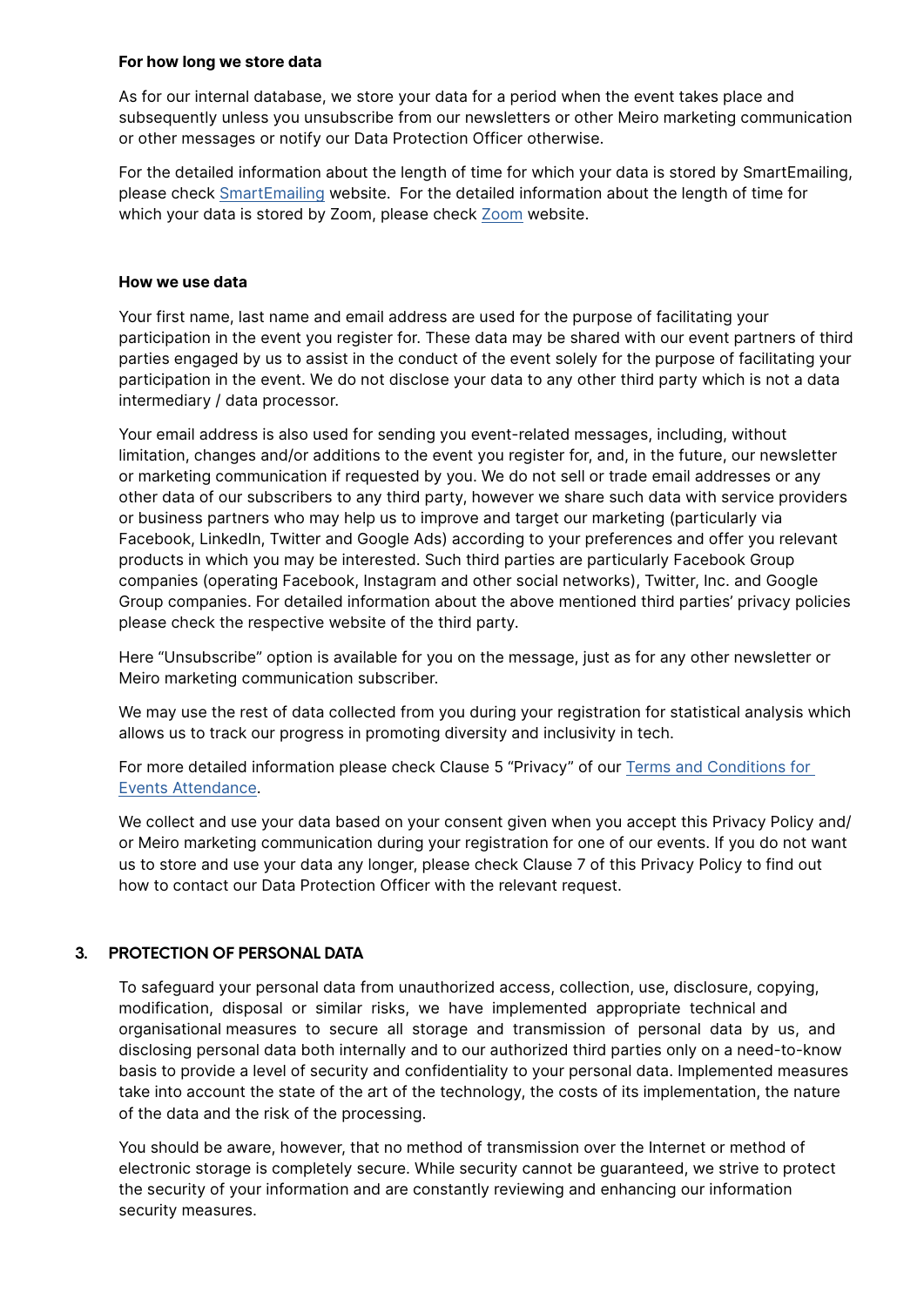**For how long we store data**

As for our internal database, we store your data for a period when the event takes place and subsequently unless you unsubscribe from our newsletters or other Meiro marketing communication or other messages or notify our Data Protection Officer otherwise.

For the detailed information about the length of time for which your data is stored by SmartEmailing, please check SmartEmailing website. For the detailed information about the length of time for which your data is stored by Zoom, please check Zoom website.

**How we use data**

Your first name, last name and email address are used for the purpose of facilitating your participation in the event you register for. These data may be shared with our event partners of third parties engaged by us to assist in the conduct of the event solely for the purpose of facilitating your participation in the event. We do not disclose your data to any other third party which is not a data intermediary / data processor.

Your email address is also used for sending you event-related messages, including, without limitation, changes and/or additions to the event you register for, and, in the future, our newsletter or marketing communication if requested by you. We do not sell or trade email addresses or any other data of our subscribers to any third party, however we share such data with service providers or business partners who may help us to improve and target our marketing (particularly via Facebook, LinkedIn, Twitter and Google Ads) according to your preferences and offer you relevant products in which you may be interested. Such third parties are particularly Facebook Group companies (operating Facebook, Instagram and other social networks), Twitter, Inc. and Google Group companies. For detailed information about the above mentioned third parties' privacy policies please check the respective website of the third party.

Here "Unsubscribe" option is available for you on the message, just as for any other newsletter or Meiro marketing communication subscriber.

We may use the rest of data collected from you during your registration for statistical analysis which allows us to track our progress in promoting diversity and inclusivity in tech.

For more detailed information please check Clause 5 "Privacy" of our Terms and Conditions for Events Attendance.

We collect and use your data based on your consent given when you accept this Privacy Policy and/or Meiro marketing communication during your registration for one of our events. If you do not want us to store and use your data any longer, please check Clause 7 of this Privacy Policy to find out how to contact our Data Protection Officer with the relevant request.

## 3. PROTECTION OF PERSONAL DATA

To safeguard your personal data from unauthorized access, collection, use, disclosure, copying, modification, disposal or similar risks, we have implemented appropriate technical and organisational measures to secure all storage and transmission of personal data by us, and disclosing personal data both internally and to our authorized third parties only on a need-to-know basis to provide a level of security and confidentiality to your personal data. Implemented measures take into account the state of the art of the technology, the costs of its implementation, the nature of the data and the risk of the processing.

You should be aware, however, that no method of transmission over the Internet or method of electronic storage is completely secure. While security cannot be guaranteed, we strive to protect the security of your information and are constantly reviewing and enhancing our information security measures.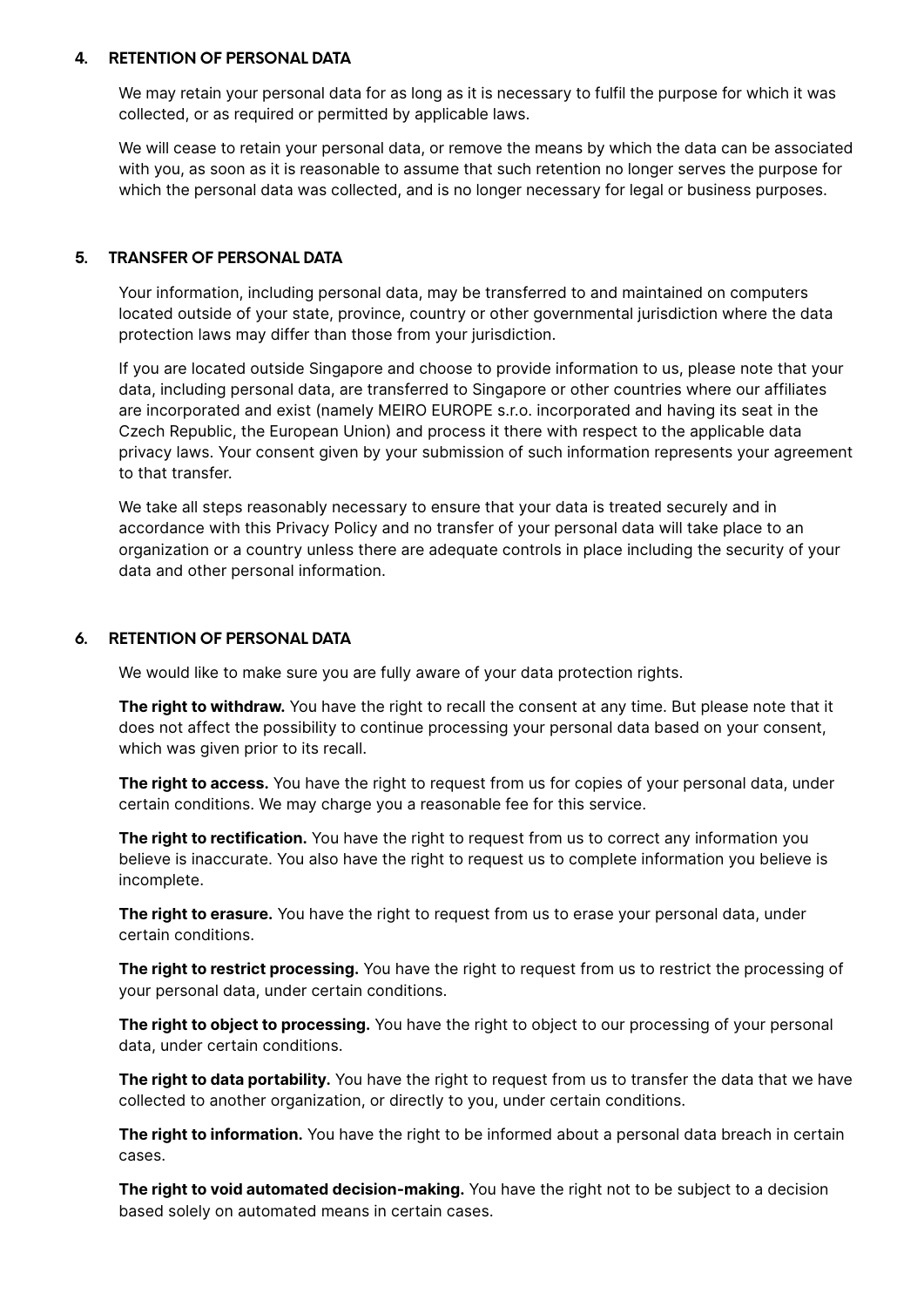## 4. RETENTION OF PERSONAL DATA

We may retain your personal data for as long as it is necessary to fulfil the purpose for which it was collected, or as required or permitted by applicable laws.

We will cease to retain your personal data, or remove the means by which the data can be associated with you, as soon as it is reasonable to assume that such retention no longer serves the purpose for which the personal data was collected, and is no longer necessary for legal or business purposes.

## 5. TRANSFER OF PERSONAL DATA

Your information, including personal data, may be transferred to and maintained on computers located outside of your state, province, country or other governmental jurisdiction where the data protection laws may differ than those from your jurisdiction.

If you are located outside Singapore and choose to provide information to us, please note that your data, including personal data, are transferred to Singapore or other countries where our affiliates are incorporated and exist (namely MEIRO EUROPE s.r.o. incorporated and having its seat in the Czech Republic, the European Union) and process it there with respect to the applicable data privacy laws. Your consent given by your submission of such information represents your agreement to that transfer.

We take all steps reasonably necessary to ensure that your data is treated securely and in accordance with this Privacy Policy and no transfer of your personal data will take place to an organization or a country unless there are adequate controls in place including the security of your data and other personal information.

## 6. RETENTION OF PERSONAL DATA

We would like to make sure you are fully aware of your data protection rights.

**The right to withdraw.** You have the right to recall the consent at any time. But please note that it does not affect the possibility to continue processing your personal data based on your consent, which was given prior to its recall.

**The right to access.** You have the right to request from us for copies of your personal data, under certain conditions. We may charge you a reasonable fee for this service.

**The right to rectification.** You have the right to request from us to correct any information you believe is inaccurate. You also have the right to request us to complete information you believe is incomplete.

**The right to erasure.** You have the right to request from us to erase your personal data, under certain conditions.

**The right to restrict processing.** You have the right to request from us to restrict the processing of your personal data, under certain conditions.

**The right to object to processing.** You have the right to object to our processing of your personal data, under certain conditions.

**The right to data portability.** You have the right to request from us to transfer the data that we have collected to another organization, or directly to you, under certain conditions.

**The right to information.** You have the right to be informed about a personal data breach in certain cases.

**The right to void automated decision-making.** You have the right not to be subject to a decision based solely on automated means in certain cases.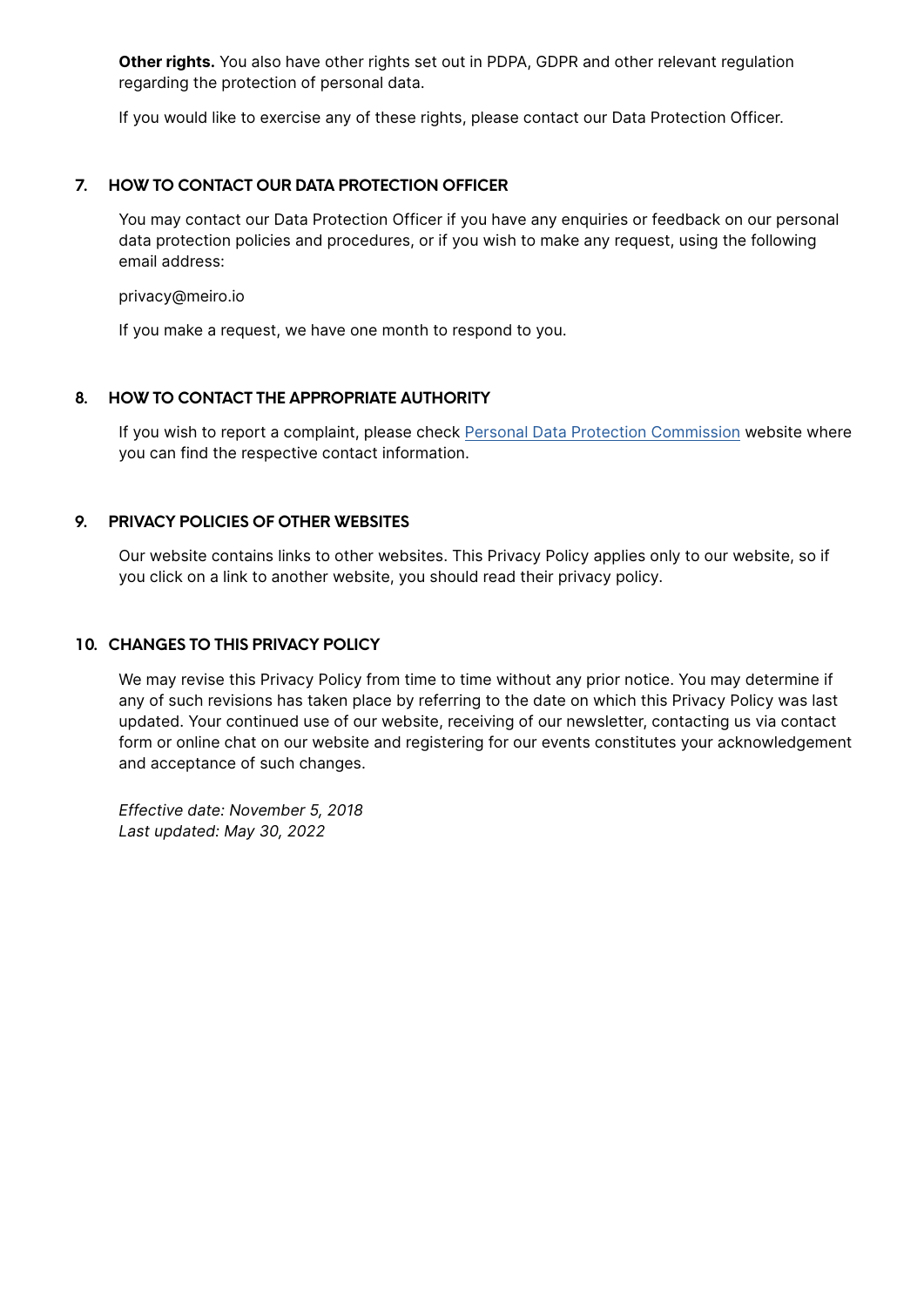**Other rights.** You also have other rights set out in PDPA, GDPR and other relevant regulation regarding the protection of personal data.

If you would like to exercise any of these rights, please contact our Data Protection Officer.

## 7. HOW TO CONTACT OUR DATA PROTECTION OFFICER

You may contact our Data Protection Officer if you have any enquiries or feedback on our personal data protection policies and procedures, or if you wish to make any request, using the following email address:

privacy@meiro.io

If you make a request, we have one month to respond to you.

## 8. HOW TO CONTACT THE APPROPRIATE AUTHORITY

If you wish to report a complaint, please check Personal Data Protection Commission website where you can find the respective contact information.

## 9. PRIVACY POLICIES OF OTHER WEBSITES

Our website contains links to other websites. This Privacy Policy applies only to our website, so if you click on a link to another website, you should read their privacy policy.

## 10. CHANGES TO THIS PRIVACY POLICY

We may revise this Privacy Policy from time to time without any prior notice. You may determine if any of such revisions has taken place by referring to the date on which this Privacy Policy was last updated. Your continued use of our website, receiving of our newsletter, contacting us via contact form or online chat on our website and registering for our events constitutes your acknowledgement and acceptance of such changes.

*Effective date: November 5, 2018*
*Last updated: May 30, 2022*